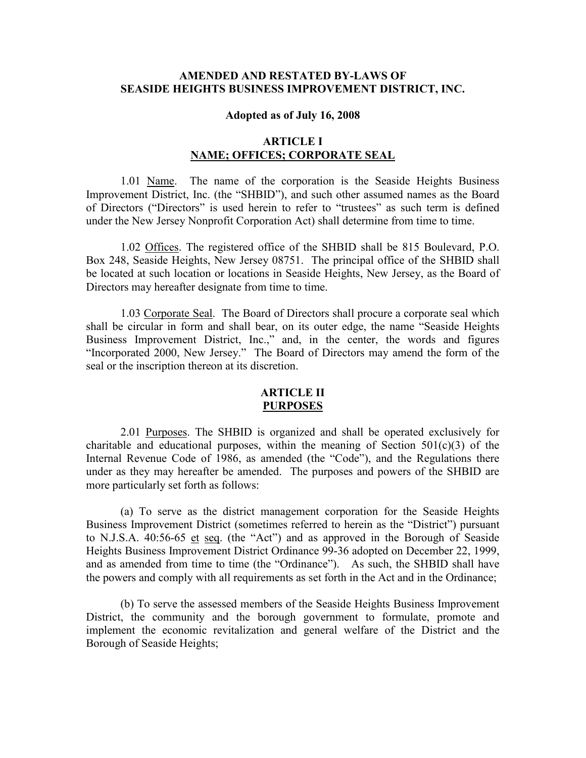# AMENDED AND RESTATED BY-LAWS OF SEASIDE HEIGHTS BUSINESS IMPROVEMENT DISTRICT, INC.

**Adopted as of July 16, 2008**

## ARTICLE I
## NAME; OFFICES; CORPORATE SEAL

1.01 Name. The name of the corporation is the Seaside Heights Business Improvement District, Inc. (the "SHBID"), and such other assumed names as the Board of Directors ("Directors" is used herein to refer to "trustees" as such term is defined under the New Jersey Nonprofit Corporation Act) shall determine from time to time.

1.02 Offices. The registered office of the SHBID shall be 815 Boulevard, P.O. Box 248, Seaside Heights, New Jersey 08751. The principal office of the SHBID shall be located at such location or locations in Seaside Heights, New Jersey, as the Board of Directors may hereafter designate from time to time.

1.03 Corporate Seal. The Board of Directors shall procure a corporate seal which shall be circular in form and shall bear, on its outer edge, the name "Seaside Heights Business Improvement District, Inc.," and, in the center, the words and figures "Incorporated 2000, New Jersey." The Board of Directors may amend the form of the seal or the inscription thereon at its discretion.

## ARTICLE II
## PURPOSES

2.01 Purposes. The SHBID is organized and shall be operated exclusively for charitable and educational purposes, within the meaning of Section 501(c)(3) of the Internal Revenue Code of 1986, as amended (the "Code"), and the Regulations there under as they may hereafter be amended. The purposes and powers of the SHBID are more particularly set forth as follows:

(a) To serve as the district management corporation for the Seaside Heights Business Improvement District (sometimes referred to herein as the "District") pursuant to N.J.S.A. 40:56-65 et seq. (the "Act") and as approved in the Borough of Seaside Heights Business Improvement District Ordinance 99-36 adopted on December 22, 1999, and as amended from time to time (the "Ordinance"). As such, the SHBID shall have the powers and comply with all requirements as set forth in the Act and in the Ordinance;

(b) To serve the assessed members of the Seaside Heights Business Improvement District, the community and the borough government to formulate, promote and implement the economic revitalization and general welfare of the District and the Borough of Seaside Heights;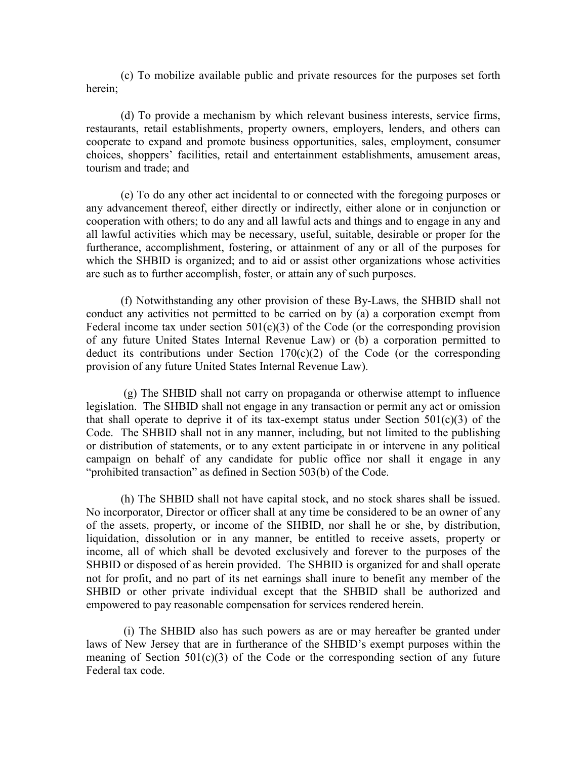(c) To mobilize available public and private resources for the purposes set forth herein;

(d) To provide a mechanism by which relevant business interests, service firms, restaurants, retail establishments, property owners, employers, lenders, and others can cooperate to expand and promote business opportunities, sales, employment, consumer choices, shoppers' facilities, retail and entertainment establishments, amusement areas, tourism and trade; and

(e) To do any other act incidental to or connected with the foregoing purposes or any advancement thereof, either directly or indirectly, either alone or in conjunction or cooperation with others; to do any and all lawful acts and things and to engage in any and all lawful activities which may be necessary, useful, suitable, desirable or proper for the furtherance, accomplishment, fostering, or attainment of any or all of the purposes for which the SHBID is organized; and to aid or assist other organizations whose activities are such as to further accomplish, foster, or attain any of such purposes.

(f) Notwithstanding any other provision of these By-Laws, the SHBID shall not conduct any activities not permitted to be carried on by (a) a corporation exempt from Federal income tax under section 501(c)(3) of the Code (or the corresponding provision of any future United States Internal Revenue Law) or (b) a corporation permitted to deduct its contributions under Section 170(c)(2) of the Code (or the corresponding provision of any future United States Internal Revenue Law).

(g) The SHBID shall not carry on propaganda or otherwise attempt to influence legislation. The SHBID shall not engage in any transaction or permit any act or omission that shall operate to deprive it of its tax-exempt status under Section 501(c)(3) of the Code. The SHBID shall not in any manner, including, but not limited to the publishing or distribution of statements, or to any extent participate in or intervene in any political campaign on behalf of any candidate for public office nor shall it engage in any "prohibited transaction" as defined in Section 503(b) of the Code.

(h) The SHBID shall not have capital stock, and no stock shares shall be issued. No incorporator, Director or officer shall at any time be considered to be an owner of any of the assets, property, or income of the SHBID, nor shall he or she, by distribution, liquidation, dissolution or in any manner, be entitled to receive assets, property or income, all of which shall be devoted exclusively and forever to the purposes of the SHBID or disposed of as herein provided. The SHBID is organized for and shall operate not for profit, and no part of its net earnings shall inure to benefit any member of the SHBID or other private individual except that the SHBID shall be authorized and empowered to pay reasonable compensation for services rendered herein.

(i) The SHBID also has such powers as are or may hereafter be granted under laws of New Jersey that are in furtherance of the SHBID's exempt purposes within the meaning of Section 501(c)(3) of the Code or the corresponding section of any future Federal tax code.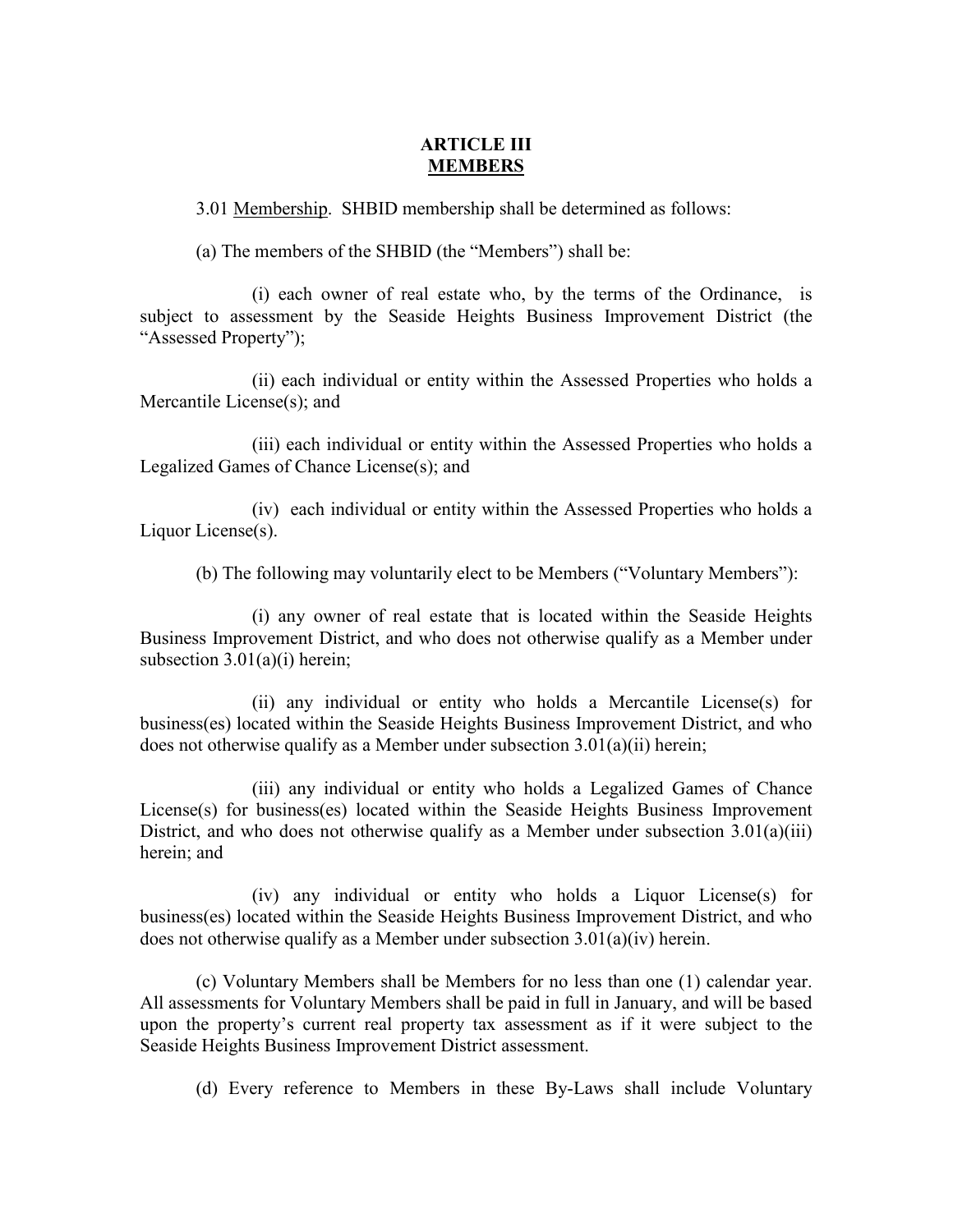## ARTICLE III
## <u>MEMBERS</u>

3.01 <u>Membership</u>. SHBID membership shall be determined as follows:

(a) The members of the SHBID (the "Members") shall be:

(i) each owner of real estate who, by the terms of the Ordinance, is subject to assessment by the Seaside Heights Business Improvement District (the "Assessed Property");

(ii) each individual or entity within the Assessed Properties who holds a Mercantile License(s); and

(iii) each individual or entity within the Assessed Properties who holds a Legalized Games of Chance License(s); and

(iv) each individual or entity within the Assessed Properties who holds a Liquor License(s).

(b) The following may voluntarily elect to be Members ("Voluntary Members"):

(i) any owner of real estate that is located within the Seaside Heights Business Improvement District, and who does not otherwise qualify as a Member under subsection 3.01(a)(i) herein;

(ii) any individual or entity who holds a Mercantile License(s) for business(es) located within the Seaside Heights Business Improvement District, and who does not otherwise qualify as a Member under subsection 3.01(a)(ii) herein;

(iii) any individual or entity who holds a Legalized Games of Chance License(s) for business(es) located within the Seaside Heights Business Improvement District, and who does not otherwise qualify as a Member under subsection 3.01(a)(iii) herein; and

(iv) any individual or entity who holds a Liquor License(s) for business(es) located within the Seaside Heights Business Improvement District, and who does not otherwise qualify as a Member under subsection 3.01(a)(iv) herein.

(c) Voluntary Members shall be Members for no less than one (1) calendar year. All assessments for Voluntary Members shall be paid in full in January, and will be based upon the property's current real property tax assessment as if it were subject to the Seaside Heights Business Improvement District assessment.

(d) Every reference to Members in these By-Laws shall include Voluntary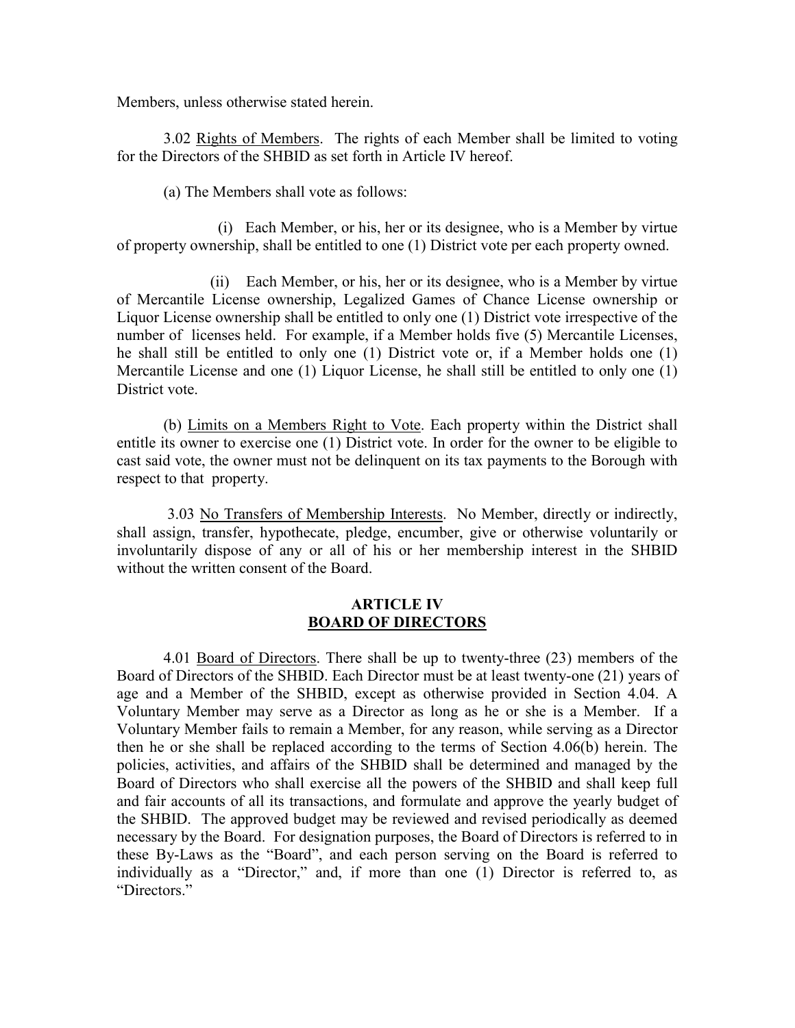Members, unless otherwise stated herein.

3.02 Rights of Members. The rights of each Member shall be limited to voting for the Directors of the SHBID as set forth in Article IV hereof.

(a) The Members shall vote as follows:

(i) Each Member, or his, her or its designee, who is a Member by virtue of property ownership, shall be entitled to one (1) District vote per each property owned.

(ii) Each Member, or his, her or its designee, who is a Member by virtue of Mercantile License ownership, Legalized Games of Chance License ownership or Liquor License ownership shall be entitled to only one (1) District vote irrespective of the number of licenses held. For example, if a Member holds five (5) Mercantile Licenses, he shall still be entitled to only one (1) District vote or, if a Member holds one (1) Mercantile License and one (1) Liquor License, he shall still be entitled to only one (1) District vote.

(b) Limits on a Members Right to Vote. Each property within the District shall entitle its owner to exercise one (1) District vote. In order for the owner to be eligible to cast said vote, the owner must not be delinquent on its tax payments to the Borough with respect to that property.

3.03 No Transfers of Membership Interests. No Member, directly or indirectly, shall assign, transfer, hypothecate, pledge, encumber, give or otherwise voluntarily or involuntarily dispose of any or all of his or her membership interest in the SHBID without the written consent of the Board.

## ARTICLE IV
## BOARD OF DIRECTORS

4.01 Board of Directors. There shall be up to twenty-three (23) members of the Board of Directors of the SHBID. Each Director must be at least twenty-one (21) years of age and a Member of the SHBID, except as otherwise provided in Section 4.04. A Voluntary Member may serve as a Director as long as he or she is a Member. If a Voluntary Member fails to remain a Member, for any reason, while serving as a Director then he or she shall be replaced according to the terms of Section 4.06(b) herein. The policies, activities, and affairs of the SHBID shall be determined and managed by the Board of Directors who shall exercise all the powers of the SHBID and shall keep full and fair accounts of all its transactions, and formulate and approve the yearly budget of the SHBID. The approved budget may be reviewed and revised periodically as deemed necessary by the Board. For designation purposes, the Board of Directors is referred to in these By-Laws as the "Board", and each person serving on the Board is referred to individually as a "Director," and, if more than one (1) Director is referred to, as "Directors."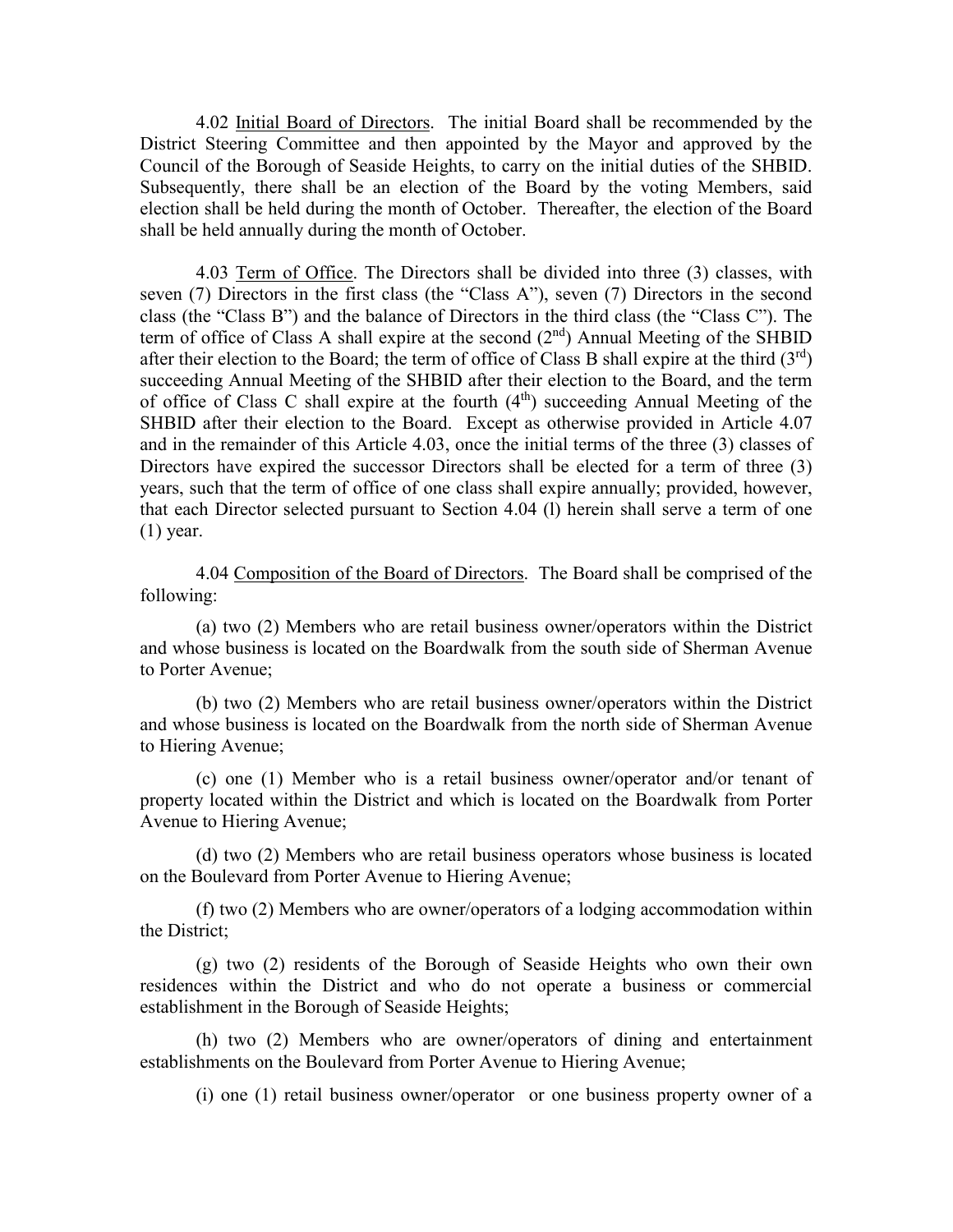4.02 Initial Board of Directors. The initial Board shall be recommended by the District Steering Committee and then appointed by the Mayor and approved by the Council of the Borough of Seaside Heights, to carry on the initial duties of the SHBID. Subsequently, there shall be an election of the Board by the voting Members, said election shall be held during the month of October. Thereafter, the election of the Board shall be held annually during the month of October.

4.03 Term of Office. The Directors shall be divided into three (3) classes, with seven (7) Directors in the first class (the "Class A"), seven (7) Directors in the second class (the "Class B") and the balance of Directors in the third class (the "Class C"). The term of office of Class A shall expire at the second (2nd) Annual Meeting of the SHBID after their election to the Board; the term of office of Class B shall expire at the third (3rd) succeeding Annual Meeting of the SHBID after their election to the Board, and the term of office of Class C shall expire at the fourth (4th) succeeding Annual Meeting of the SHBID after their election to the Board. Except as otherwise provided in Article 4.07 and in the remainder of this Article 4.03, once the initial terms of the three (3) classes of Directors have expired the successor Directors shall be elected for a term of three (3) years, such that the term of office of one class shall expire annually; provided, however, that each Director selected pursuant to Section 4.04 (l) herein shall serve a term of one (1) year.

4.04 Composition of the Board of Directors. The Board shall be comprised of the following:

(a) two (2) Members who are retail business owner/operators within the District and whose business is located on the Boardwalk from the south side of Sherman Avenue to Porter Avenue;

(b) two (2) Members who are retail business owner/operators within the District and whose business is located on the Boardwalk from the north side of Sherman Avenue to Hiering Avenue;

(c) one (1) Member who is a retail business owner/operator and/or tenant of property located within the District and which is located on the Boardwalk from Porter Avenue to Hiering Avenue;

(d) two (2) Members who are retail business operators whose business is located on the Boulevard from Porter Avenue to Hiering Avenue;

(f) two (2) Members who are owner/operators of a lodging accommodation within the District;

(g) two (2) residents of the Borough of Seaside Heights who own their own residences within the District and who do not operate a business or commercial establishment in the Borough of Seaside Heights;

(h) two (2) Members who are owner/operators of dining and entertainment establishments on the Boulevard from Porter Avenue to Hiering Avenue;

(i) one (1) retail business owner/operator or one business property owner of a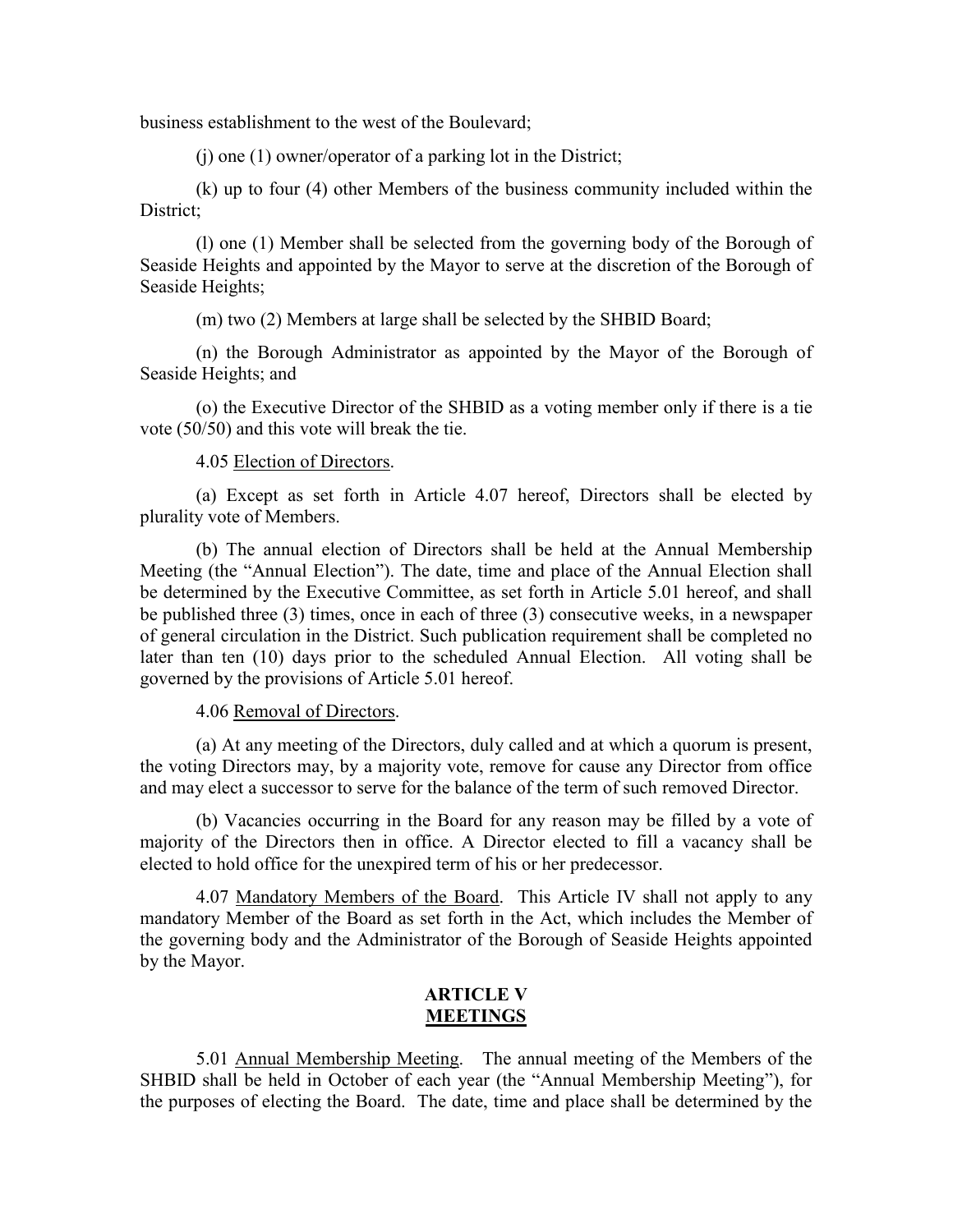business establishment to the west of the Boulevard;

(j) one (1) owner/operator of a parking lot in the District;

(k) up to four (4) other Members of the business community included within the District;

(l) one (1) Member shall be selected from the governing body of the Borough of Seaside Heights and appointed by the Mayor to serve at the discretion of the Borough of Seaside Heights;

(m) two (2) Members at large shall be selected by the SHBID Board;

(n) the Borough Administrator as appointed by the Mayor of the Borough of Seaside Heights; and

(o) the Executive Director of the SHBID as a voting member only if there is a tie vote (50/50) and this vote will break the tie.

4.05 Election of Directors.

(a) Except as set forth in Article 4.07 hereof, Directors shall be elected by plurality vote of Members.

(b) The annual election of Directors shall be held at the Annual Membership Meeting (the "Annual Election"). The date, time and place of the Annual Election shall be determined by the Executive Committee, as set forth in Article 5.01 hereof, and shall be published three (3) times, once in each of three (3) consecutive weeks, in a newspaper of general circulation in the District. Such publication requirement shall be completed no later than ten (10) days prior to the scheduled Annual Election. All voting shall be governed by the provisions of Article 5.01 hereof.

4.06 Removal of Directors.

(a) At any meeting of the Directors, duly called and at which a quorum is present, the voting Directors may, by a majority vote, remove for cause any Director from office and may elect a successor to serve for the balance of the term of such removed Director.

(b) Vacancies occurring in the Board for any reason may be filled by a vote of majority of the Directors then in office. A Director elected to fill a vacancy shall be elected to hold office for the unexpired term of his or her predecessor.

4.07 Mandatory Members of the Board. This Article IV shall not apply to any mandatory Member of the Board as set forth in the Act, which includes the Member of the governing body and the Administrator of the Borough of Seaside Heights appointed by the Mayor.

## ARTICLE V
## MEETINGS

5.01 Annual Membership Meeting. The annual meeting of the Members of the SHBID shall be held in October of each year (the "Annual Membership Meeting"), for the purposes of electing the Board. The date, time and place shall be determined by the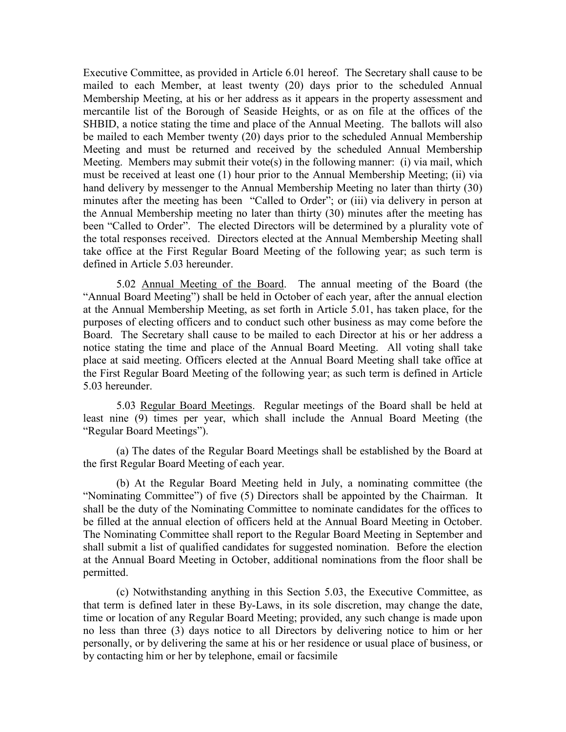Executive Committee, as provided in Article 6.01 hereof. The Secretary shall cause to be mailed to each Member, at least twenty (20) days prior to the scheduled Annual Membership Meeting, at his or her address as it appears in the property assessment and mercantile list of the Borough of Seaside Heights, or as on file at the offices of the SHBID, a notice stating the time and place of the Annual Meeting. The ballots will also be mailed to each Member twenty (20) days prior to the scheduled Annual Membership Meeting and must be returned and received by the scheduled Annual Membership Meeting. Members may submit their vote(s) in the following manner: (i) via mail, which must be received at least one (1) hour prior to the Annual Membership Meeting; (ii) via hand delivery by messenger to the Annual Membership Meeting no later than thirty (30) minutes after the meeting has been "Called to Order"; or (iii) via delivery in person at the Annual Membership meeting no later than thirty (30) minutes after the meeting has been "Called to Order". The elected Directors will be determined by a plurality vote of the total responses received. Directors elected at the Annual Membership Meeting shall take office at the First Regular Board Meeting of the following year; as such term is defined in Article 5.03 hereunder.

5.02 Annual Meeting of the Board. The annual meeting of the Board (the "Annual Board Meeting") shall be held in October of each year, after the annual election at the Annual Membership Meeting, as set forth in Article 5.01, has taken place, for the purposes of electing officers and to conduct such other business as may come before the Board. The Secretary shall cause to be mailed to each Director at his or her address a notice stating the time and place of the Annual Board Meeting. All voting shall take place at said meeting. Officers elected at the Annual Board Meeting shall take office at the First Regular Board Meeting of the following year; as such term is defined in Article 5.03 hereunder.

5.03 Regular Board Meetings. Regular meetings of the Board shall be held at least nine (9) times per year, which shall include the Annual Board Meeting (the "Regular Board Meetings").

(a) The dates of the Regular Board Meetings shall be established by the Board at the first Regular Board Meeting of each year.

(b) At the Regular Board Meeting held in July, a nominating committee (the "Nominating Committee") of five (5) Directors shall be appointed by the Chairman. It shall be the duty of the Nominating Committee to nominate candidates for the offices to be filled at the annual election of officers held at the Annual Board Meeting in October. The Nominating Committee shall report to the Regular Board Meeting in September and shall submit a list of qualified candidates for suggested nomination. Before the election at the Annual Board Meeting in October, additional nominations from the floor shall be permitted.

(c) Notwithstanding anything in this Section 5.03, the Executive Committee, as that term is defined later in these By-Laws, in its sole discretion, may change the date, time or location of any Regular Board Meeting; provided, any such change is made upon no less than three (3) days notice to all Directors by delivering notice to him or her personally, or by delivering the same at his or her residence or usual place of business, or by contacting him or her by telephone, email or facsimile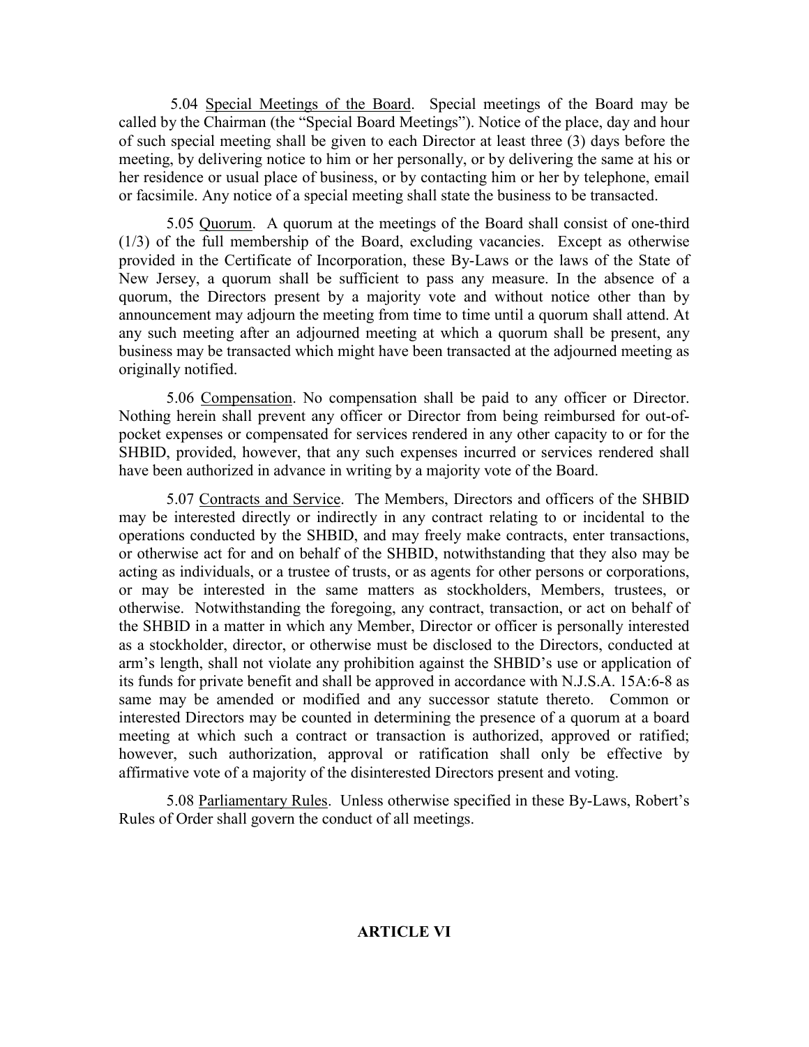5.04 Special Meetings of the Board. Special meetings of the Board may be called by the Chairman (the "Special Board Meetings"). Notice of the place, day and hour of such special meeting shall be given to each Director at least three (3) days before the meeting, by delivering notice to him or her personally, or by delivering the same at his or her residence or usual place of business, or by contacting him or her by telephone, email or facsimile. Any notice of a special meeting shall state the business to be transacted.

5.05 Quorum. A quorum at the meetings of the Board shall consist of one-third (1/3) of the full membership of the Board, excluding vacancies. Except as otherwise provided in the Certificate of Incorporation, these By-Laws or the laws of the State of New Jersey, a quorum shall be sufficient to pass any measure. In the absence of a quorum, the Directors present by a majority vote and without notice other than by announcement may adjourn the meeting from time to time until a quorum shall attend. At any such meeting after an adjourned meeting at which a quorum shall be present, any business may be transacted which might have been transacted at the adjourned meeting as originally notified.

5.06 Compensation. No compensation shall be paid to any officer or Director. Nothing herein shall prevent any officer or Director from being reimbursed for out-of-pocket expenses or compensated for services rendered in any other capacity to or for the SHBID, provided, however, that any such expenses incurred or services rendered shall have been authorized in advance in writing by a majority vote of the Board.

5.07 Contracts and Service. The Members, Directors and officers of the SHBID may be interested directly or indirectly in any contract relating to or incidental to the operations conducted by the SHBID, and may freely make contracts, enter transactions, or otherwise act for and on behalf of the SHBID, notwithstanding that they also may be acting as individuals, or a trustee of trusts, or as agents for other persons or corporations, or may be interested in the same matters as stockholders, Members, trustees, or otherwise. Notwithstanding the foregoing, any contract, transaction, or act on behalf of the SHBID in a matter in which any Member, Director or officer is personally interested as a stockholder, director, or otherwise must be disclosed to the Directors, conducted at arm's length, shall not violate any prohibition against the SHBID's use or application of its funds for private benefit and shall be approved in accordance with N.J.S.A. 15A:6-8 as same may be amended or modified and any successor statute thereto. Common or interested Directors may be counted in determining the presence of a quorum at a board meeting at which such a contract or transaction is authorized, approved or ratified; however, such authorization, approval or ratification shall only be effective by affirmative vote of a majority of the disinterested Directors present and voting.

5.08 Parliamentary Rules. Unless otherwise specified in these By-Laws, Robert's Rules of Order shall govern the conduct of all meetings.

## ARTICLE VI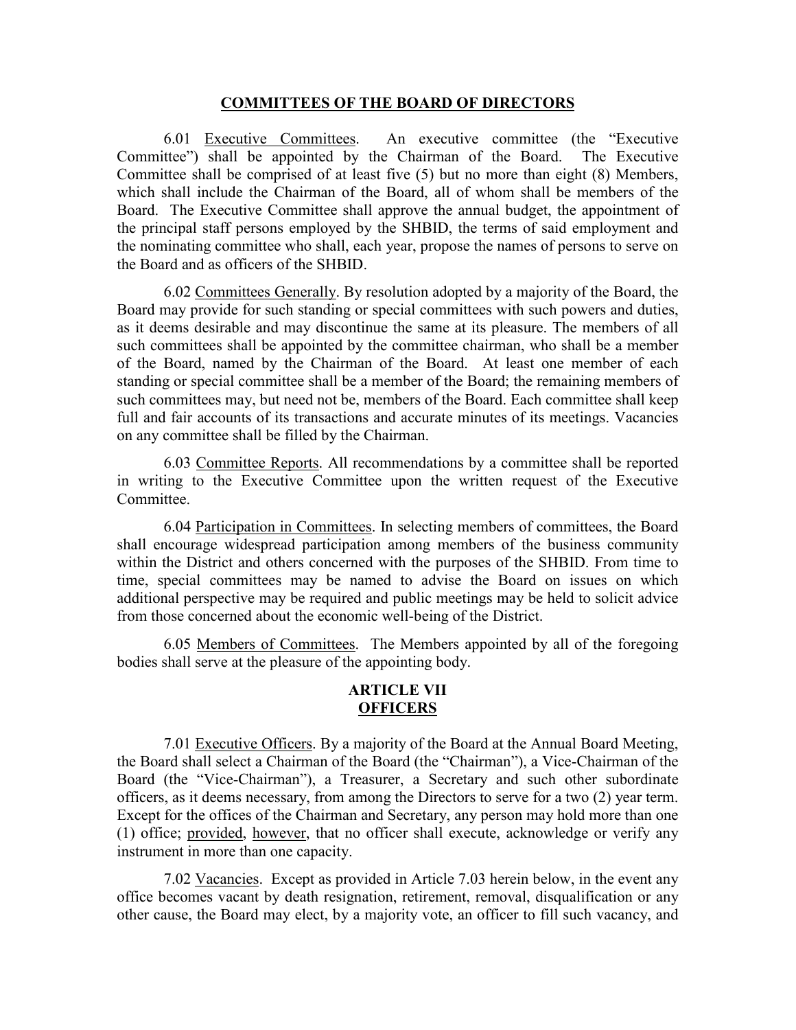## COMMITTEES OF THE BOARD OF DIRECTORS

6.01 Executive Committees. An executive committee (the "Executive Committee") shall be appointed by the Chairman of the Board. The Executive Committee shall be comprised of at least five (5) but no more than eight (8) Members, which shall include the Chairman of the Board, all of whom shall be members of the Board. The Executive Committee shall approve the annual budget, the appointment of the principal staff persons employed by the SHBID, the terms of said employment and the nominating committee who shall, each year, propose the names of persons to serve on the Board and as officers of the SHBID.

6.02 Committees Generally. By resolution adopted by a majority of the Board, the Board may provide for such standing or special committees with such powers and duties, as it deems desirable and may discontinue the same at its pleasure. The members of all such committees shall be appointed by the committee chairman, who shall be a member of the Board, named by the Chairman of the Board. At least one member of each standing or special committee shall be a member of the Board; the remaining members of such committees may, but need not be, members of the Board. Each committee shall keep full and fair accounts of its transactions and accurate minutes of its meetings. Vacancies on any committee shall be filled by the Chairman.

6.03 Committee Reports. All recommendations by a committee shall be reported in writing to the Executive Committee upon the written request of the Executive Committee.

6.04 Participation in Committees. In selecting members of committees, the Board shall encourage widespread participation among members of the business community within the District and others concerned with the purposes of the SHBID. From time to time, special committees may be named to advise the Board on issues on which additional perspective may be required and public meetings may be held to solicit advice from those concerned about the economic well-being of the District.

6.05 Members of Committees. The Members appointed by all of the foregoing bodies shall serve at the pleasure of the appointing body.

## ARTICLE VII
## OFFICERS

7.01 Executive Officers. By a majority of the Board at the Annual Board Meeting, the Board shall select a Chairman of the Board (the "Chairman"), a Vice-Chairman of the Board (the "Vice-Chairman"), a Treasurer, a Secretary and such other subordinate officers, as it deems necessary, from among the Directors to serve for a two (2) year term. Except for the offices of the Chairman and Secretary, any person may hold more than one (1) office; provided, however, that no officer shall execute, acknowledge or verify any instrument in more than one capacity.

7.02 Vacancies. Except as provided in Article 7.03 herein below, in the event any office becomes vacant by death resignation, retirement, removal, disqualification or any other cause, the Board may elect, by a majority vote, an officer to fill such vacancy, and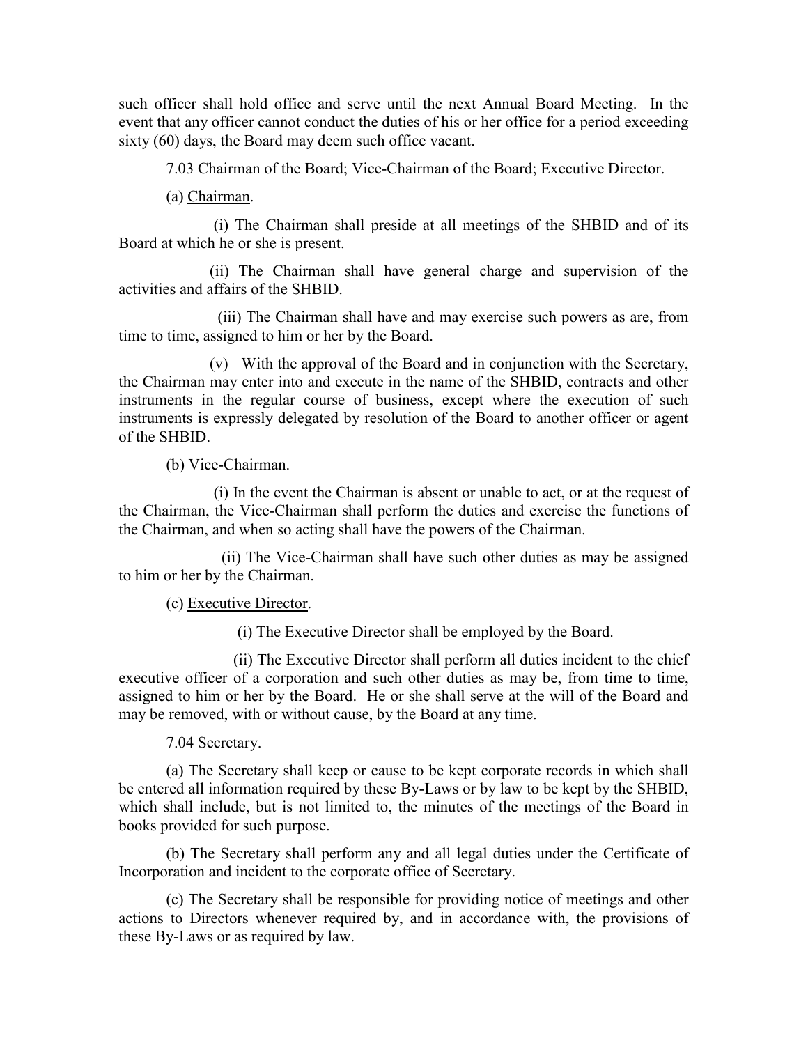such officer shall hold office and serve until the next Annual Board Meeting. In the event that any officer cannot conduct the duties of his or her office for a period exceeding sixty (60) days, the Board may deem such office vacant.

7.03 <u>Chairman of the Board; Vice-Chairman of the Board; Executive Director</u>.

(a) <u>Chairman</u>.

(i) The Chairman shall preside at all meetings of the SHBID and of its Board at which he or she is present.

(ii) The Chairman shall have general charge and supervision of the activities and affairs of the SHBID.

(iii) The Chairman shall have and may exercise such powers as are, from time to time, assigned to him or her by the Board.

(v) With the approval of the Board and in conjunction with the Secretary, the Chairman may enter into and execute in the name of the SHBID, contracts and other instruments in the regular course of business, except where the execution of such instruments is expressly delegated by resolution of the Board to another officer or agent of the SHBID.

(b) <u>Vice-Chairman</u>.

(i) In the event the Chairman is absent or unable to act, or at the request of the Chairman, the Vice-Chairman shall perform the duties and exercise the functions of the Chairman, and when so acting shall have the powers of the Chairman.

(ii) The Vice-Chairman shall have such other duties as may be assigned to him or her by the Chairman.

(c) <u>Executive Director</u>.

(i) The Executive Director shall be employed by the Board.

(ii) The Executive Director shall perform all duties incident to the chief executive officer of a corporation and such other duties as may be, from time to time, assigned to him or her by the Board. He or she shall serve at the will of the Board and may be removed, with or without cause, by the Board at any time.

7.04 <u>Secretary</u>.

(a) The Secretary shall keep or cause to be kept corporate records in which shall be entered all information required by these By-Laws or by law to be kept by the SHBID, which shall include, but is not limited to, the minutes of the meetings of the Board in books provided for such purpose.

(b) The Secretary shall perform any and all legal duties under the Certificate of Incorporation and incident to the corporate office of Secretary.

(c) The Secretary shall be responsible for providing notice of meetings and other actions to Directors whenever required by, and in accordance with, the provisions of these By-Laws or as required by law.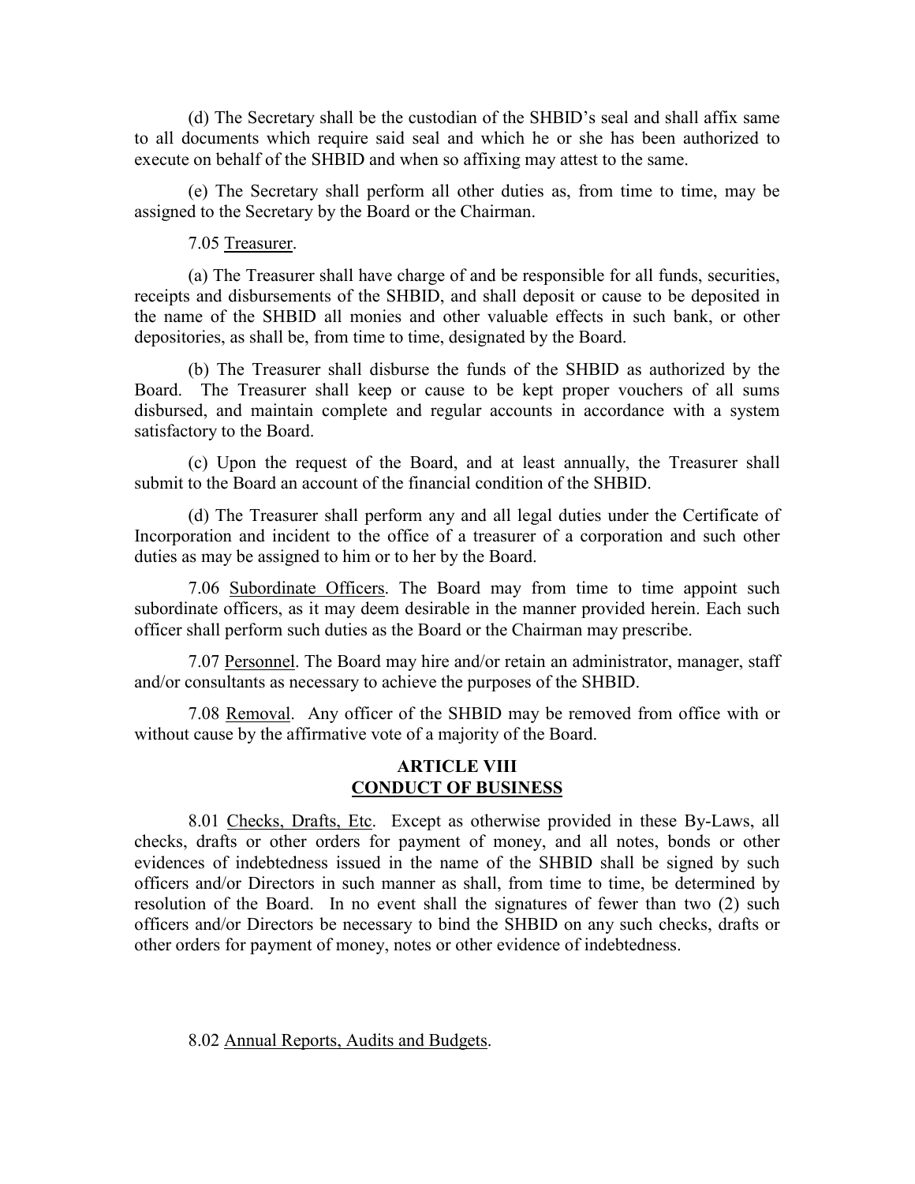(d) The Secretary shall be the custodian of the SHBID's seal and shall affix same to all documents which require said seal and which he or she has been authorized to execute on behalf of the SHBID and when so affixing may attest to the same.

(e) The Secretary shall perform all other duties as, from time to time, may be assigned to the Secretary by the Board or the Chairman.

7.05 Treasurer.

(a) The Treasurer shall have charge of and be responsible for all funds, securities, receipts and disbursements of the SHBID, and shall deposit or cause to be deposited in the name of the SHBID all monies and other valuable effects in such bank, or other depositories, as shall be, from time to time, designated by the Board.

(b) The Treasurer shall disburse the funds of the SHBID as authorized by the Board. The Treasurer shall keep or cause to be kept proper vouchers of all sums disbursed, and maintain complete and regular accounts in accordance with a system satisfactory to the Board.

(c) Upon the request of the Board, and at least annually, the Treasurer shall submit to the Board an account of the financial condition of the SHBID.

(d) The Treasurer shall perform any and all legal duties under the Certificate of Incorporation and incident to the office of a treasurer of a corporation and such other duties as may be assigned to him or to her by the Board.

7.06 Subordinate Officers. The Board may from time to time appoint such subordinate officers, as it may deem desirable in the manner provided herein. Each such officer shall perform such duties as the Board or the Chairman may prescribe.

7.07 Personnel. The Board may hire and/or retain an administrator, manager, staff and/or consultants as necessary to achieve the purposes of the SHBID.

7.08 Removal. Any officer of the SHBID may be removed from office with or without cause by the affirmative vote of a majority of the Board.

## ARTICLE VIII
## CONDUCT OF BUSINESS

8.01 Checks, Drafts, Etc. Except as otherwise provided in these By-Laws, all checks, drafts or other orders for payment of money, and all notes, bonds or other evidences of indebtedness issued in the name of the SHBID shall be signed by such officers and/or Directors in such manner as shall, from time to time, be determined by resolution of the Board. In no event shall the signatures of fewer than two (2) such officers and/or Directors be necessary to bind the SHBID on any such checks, drafts or other orders for payment of money, notes or other evidence of indebtedness.

8.02 Annual Reports, Audits and Budgets.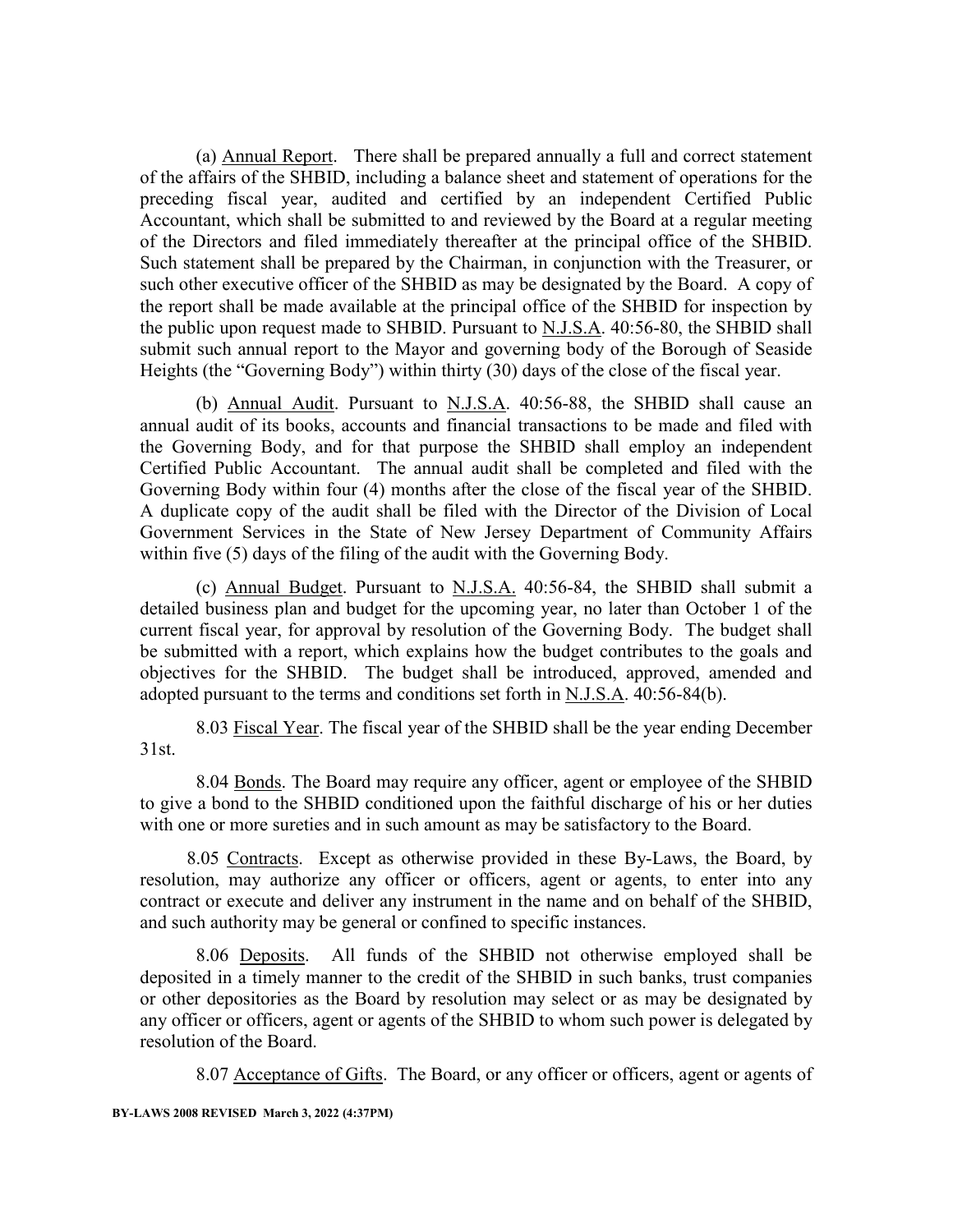(a) Annual Report. There shall be prepared annually a full and correct statement of the affairs of the SHBID, including a balance sheet and statement of operations for the preceding fiscal year, audited and certified by an independent Certified Public Accountant, which shall be submitted to and reviewed by the Board at a regular meeting of the Directors and filed immediately thereafter at the principal office of the SHBID. Such statement shall be prepared by the Chairman, in conjunction with the Treasurer, or such other executive officer of the SHBID as may be designated by the Board. A copy of the report shall be made available at the principal office of the SHBID for inspection by the public upon request made to SHBID. Pursuant to N.J.S.A. 40:56-80, the SHBID shall submit such annual report to the Mayor and governing body of the Borough of Seaside Heights (the "Governing Body") within thirty (30) days of the close of the fiscal year.

(b) Annual Audit. Pursuant to N.J.S.A. 40:56-88, the SHBID shall cause an annual audit of its books, accounts and financial transactions to be made and filed with the Governing Body, and for that purpose the SHBID shall employ an independent Certified Public Accountant. The annual audit shall be completed and filed with the Governing Body within four (4) months after the close of the fiscal year of the SHBID. A duplicate copy of the audit shall be filed with the Director of the Division of Local Government Services in the State of New Jersey Department of Community Affairs within five (5) days of the filing of the audit with the Governing Body.

(c) Annual Budget. Pursuant to N.J.S.A. 40:56-84, the SHBID shall submit a detailed business plan and budget for the upcoming year, no later than October 1 of the current fiscal year, for approval by resolution of the Governing Body. The budget shall be submitted with a report, which explains how the budget contributes to the goals and objectives for the SHBID. The budget shall be introduced, approved, amended and adopted pursuant to the terms and conditions set forth in N.J.S.A. 40:56-84(b).

8.03 Fiscal Year. The fiscal year of the SHBID shall be the year ending December 31st.

8.04 Bonds. The Board may require any officer, agent or employee of the SHBID to give a bond to the SHBID conditioned upon the faithful discharge of his or her duties with one or more sureties and in such amount as may be satisfactory to the Board.

8.05 Contracts. Except as otherwise provided in these By-Laws, the Board, by resolution, may authorize any officer or officers, agent or agents, to enter into any contract or execute and deliver any instrument in the name and on behalf of the SHBID, and such authority may be general or confined to specific instances.

8.06 Deposits. All funds of the SHBID not otherwise employed shall be deposited in a timely manner to the credit of the SHBID in such banks, trust companies or other depositories as the Board by resolution may select or as may be designated by any officer or officers, agent or agents of the SHBID to whom such power is delegated by resolution of the Board.

8.07 Acceptance of Gifts. The Board, or any officer or officers, agent or agents of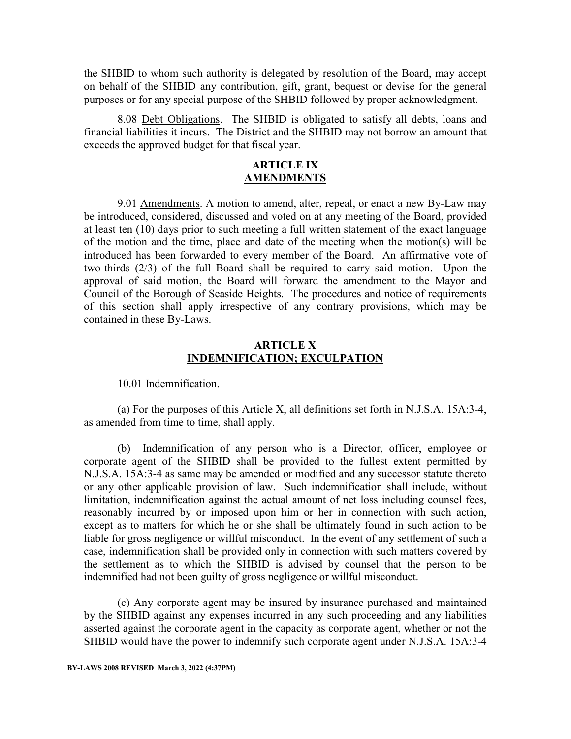the SHBID to whom such authority is delegated by resolution of the Board, may accept on behalf of the SHBID any contribution, gift, grant, bequest or devise for the general purposes or for any special purpose of the SHBID followed by proper acknowledgment.

8.08 Debt Obligations. The SHBID is obligated to satisfy all debts, loans and financial liabilities it incurs. The District and the SHBID may not borrow an amount that exceeds the approved budget for that fiscal year.

## ARTICLE IX
## AMENDMENTS

9.01 Amendments. A motion to amend, alter, repeal, or enact a new By-Law may be introduced, considered, discussed and voted on at any meeting of the Board, provided at least ten (10) days prior to such meeting a full written statement of the exact language of the motion and the time, place and date of the meeting when the motion(s) will be introduced has been forwarded to every member of the Board. An affirmative vote of two-thirds (2/3) of the full Board shall be required to carry said motion. Upon the approval of said motion, the Board will forward the amendment to the Mayor and Council of the Borough of Seaside Heights. The procedures and notice of requirements of this section shall apply irrespective of any contrary provisions, which may be contained in these By-Laws.

## ARTICLE X
## INDEMNIFICATION; EXCULPATION

10.01 Indemnification.

(a) For the purposes of this Article X, all definitions set forth in N.J.S.A. 15A:3-4, as amended from time to time, shall apply.

(b) Indemnification of any person who is a Director, officer, employee or corporate agent of the SHBID shall be provided to the fullest extent permitted by N.J.S.A. 15A:3-4 as same may be amended or modified and any successor statute thereto or any other applicable provision of law. Such indemnification shall include, without limitation, indemnification against the actual amount of net loss including counsel fees, reasonably incurred by or imposed upon him or her in connection with such action, except as to matters for which he or she shall be ultimately found in such action to be liable for gross negligence or willful misconduct. In the event of any settlement of such a case, indemnification shall be provided only in connection with such matters covered by the settlement as to which the SHBID is advised by counsel that the person to be indemnified had not been guilty of gross negligence or willful misconduct.

(c) Any corporate agent may be insured by insurance purchased and maintained by the SHBID against any expenses incurred in any such proceeding and any liabilities asserted against the corporate agent in the capacity as corporate agent, whether or not the SHBID would have the power to indemnify such corporate agent under N.J.S.A. 15A:3-4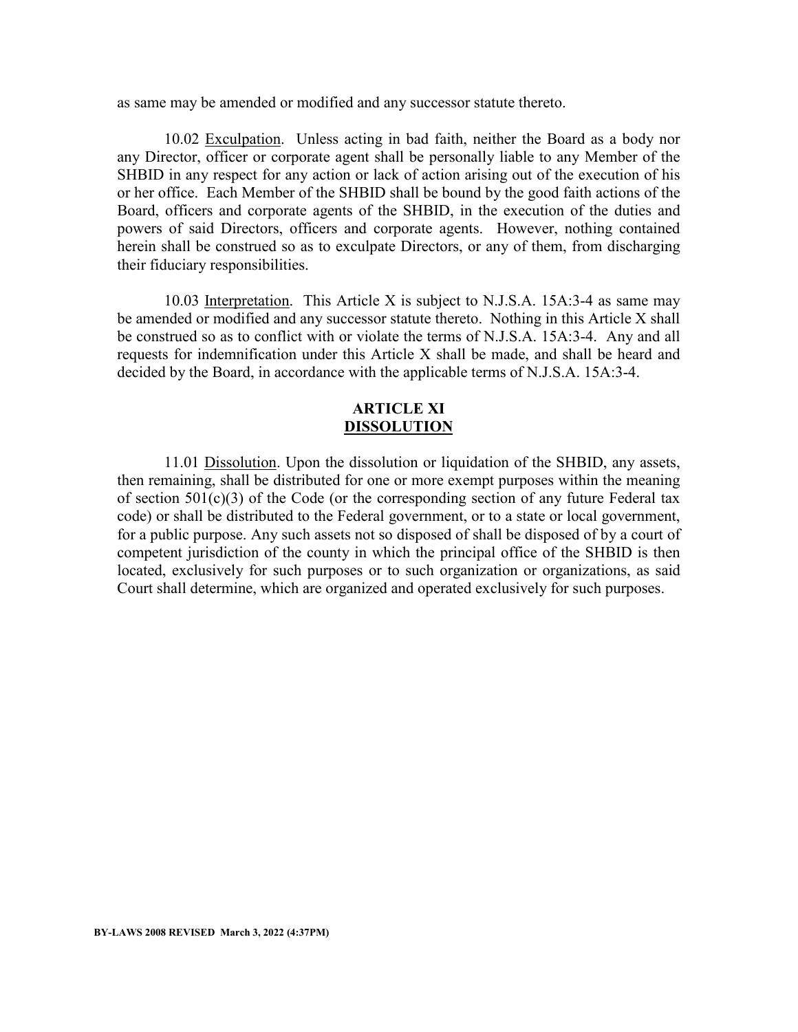as same may be amended or modified and any successor statute thereto.

10.02 Exculpation. Unless acting in bad faith, neither the Board as a body nor any Director, officer or corporate agent shall be personally liable to any Member of the SHBID in any respect for any action or lack of action arising out of the execution of his or her office. Each Member of the SHBID shall be bound by the good faith actions of the Board, officers and corporate agents of the SHBID, in the execution of the duties and powers of said Directors, officers and corporate agents. However, nothing contained herein shall be construed so as to exculpate Directors, or any of them, from discharging their fiduciary responsibilities.

10.03 Interpretation. This Article X is subject to N.J.S.A. 15A:3-4 as same may be amended or modified and any successor statute thereto. Nothing in this Article X shall be construed so as to conflict with or violate the terms of N.J.S.A. 15A:3-4. Any and all requests for indemnification under this Article X shall be made, and shall be heard and decided by the Board, in accordance with the applicable terms of N.J.S.A. 15A:3-4.

## ARTICLE XI
## DISSOLUTION

11.01 Dissolution. Upon the dissolution or liquidation of the SHBID, any assets, then remaining, shall be distributed for one or more exempt purposes within the meaning of section 501(c)(3) of the Code (or the corresponding section of any future Federal tax code) or shall be distributed to the Federal government, or to a state or local government, for a public purpose. Any such assets not so disposed of shall be disposed of by a court of competent jurisdiction of the county in which the principal office of the SHBID is then located, exclusively for such purposes or to such organization or organizations, as said Court shall determine, which are organized and operated exclusively for such purposes.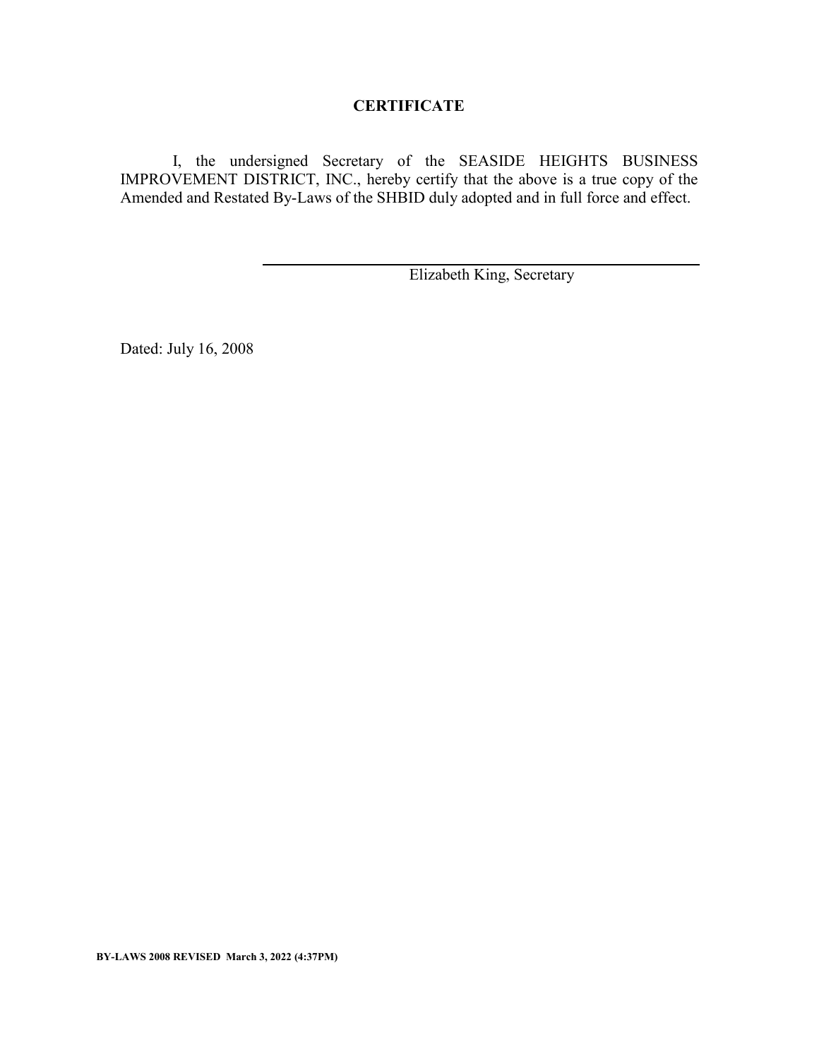## CERTIFICATE

I, the undersigned Secretary of the SEASIDE HEIGHTS BUSINESS IMPROVEMENT DISTRICT, INC., hereby certify that the above is a true copy of the Amended and Restated By-Laws of the SHBID duly adopted and in full force and effect.

Elizabeth King, Secretary

Dated: July 16, 2008